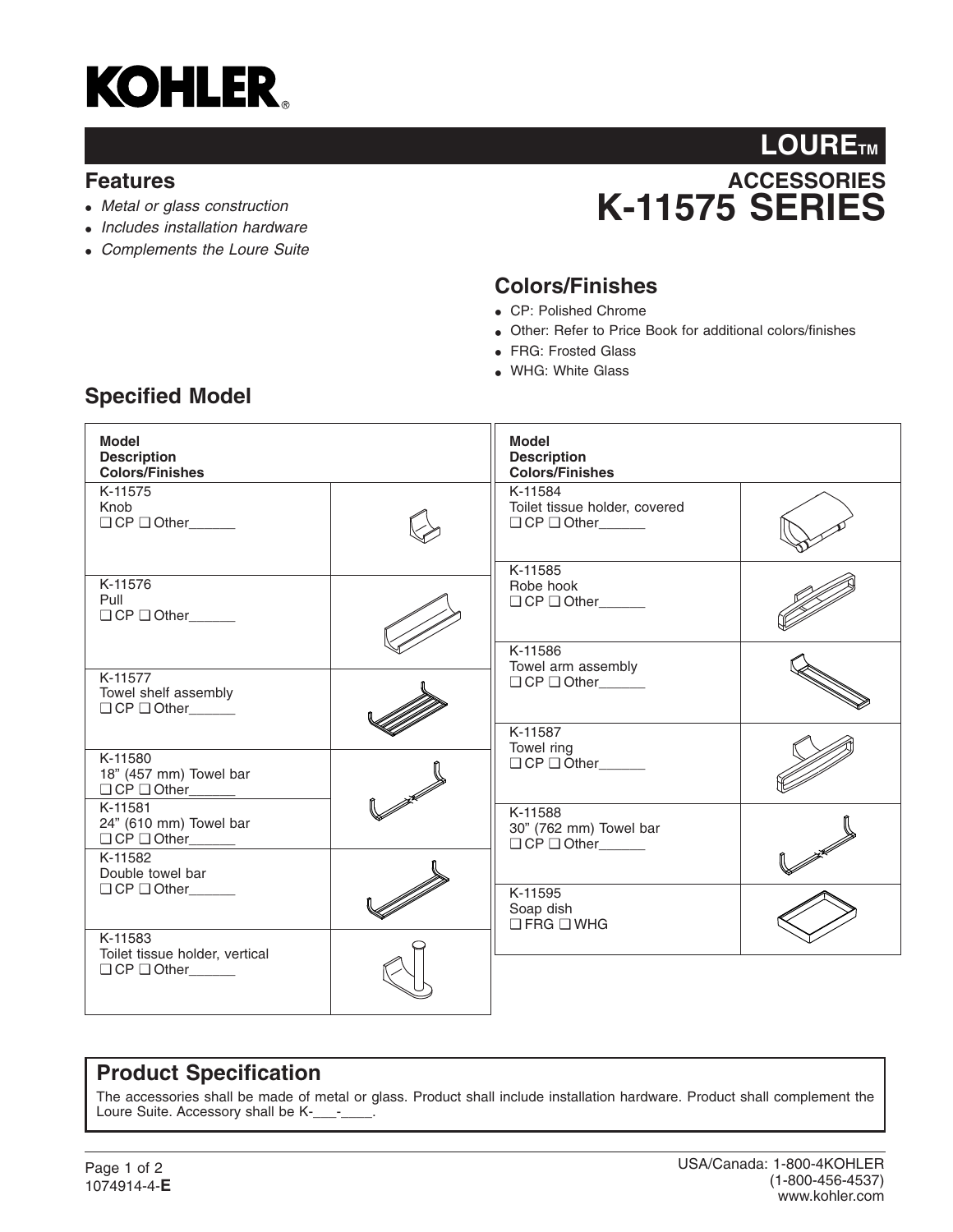# KOHLER

## LOURE™

## ACCESSORIES
# K-11575 SERIES

## Features

- *Metal or glass construction*
- *Includes installation hardware*
- *Complements the Loure Suite*

## Colors/Finishes

- CP: Polished Chrome
- Other: Refer to Price Book for additional colors/finishes
- FRG: Frosted Glass
- WHG: White Glass

## Specified Model

| Model<br>Description<br>Colors/Finishes |
|---|
| K-11575<br>Knob<br>❑ CP ❑ Other______ |
| K-11576<br>Pull<br>❑ CP ❑ Other______ |
| K-11577<br>Towel shelf assembly<br>❑ CP ❑ Other______ |
| K-11580<br>18" (457 mm) Towel bar<br>❑ CP ❑ Other______ |
| K-11581<br>24" (610 mm) Towel bar<br>❑ CP ❑ Other______ |
| K-11582<br>Double towel bar<br>❑ CP ❑ Other______ |
| K-11583<br>Toilet tissue holder, vertical<br>❑ CP ❑ Other______ |
| K-11584<br>Toilet tissue holder, covered<br>❑ CP ❑ Other______ |
| K-11585<br>Robe hook<br>❑ CP ❑ Other______ |
| K-11586<br>Towel arm assembly<br>❑ CP ❑ Other______ |
| K-11587<br>Towel ring<br>❑ CP ❑ Other______ |
| K-11588<br>30" (762 mm) Towel bar<br>❑ CP ❑ Other______ |
| K-11595<br>Soap dish<br>❑ FRG ❑ WHG |

## Product Specification

The accessories shall be made of metal or glass. Product shall include installation hardware. Product shall complement the Loure Suite. Accessory shall be K-___-____.

1074914-4-**E**

USA/Canada: 1-800-4KOHLER
(1-800-456-4537)
www.kohler.com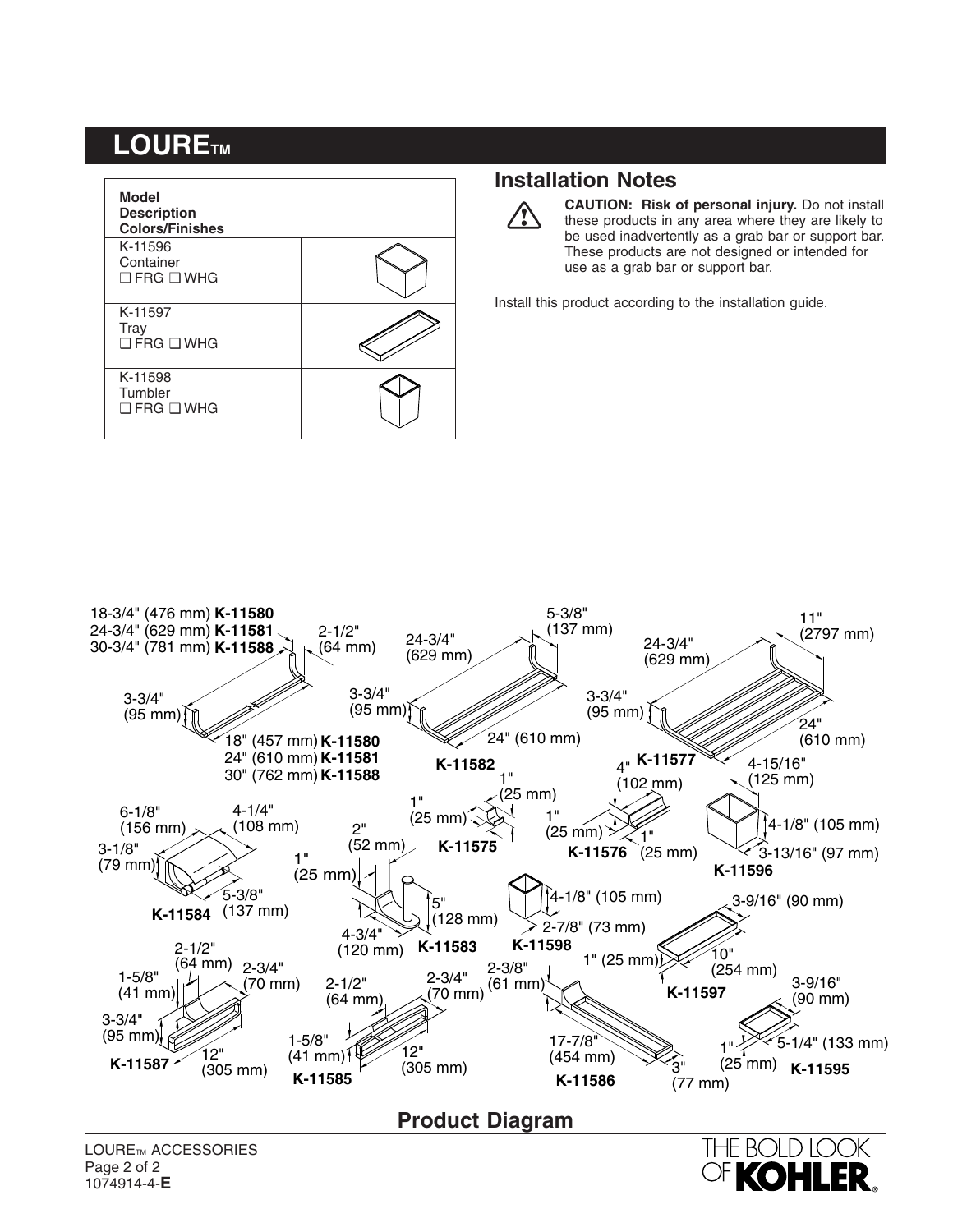# LOURE™

| Model<br>Description<br>Colors/Finishes | |
|---|---|
| K-11596<br>Container<br>❑ FRG ❑ WHG | |
| K-11597<br>Tray<br>❑ FRG ❑ WHG | |
| K-11598<br>Tumbler<br>❑ FRG ❑ WHG | |

## Installation Notes

**CAUTION: Risk of personal injury.** Do not install these products in any area where they are likely to be used inadvertently as a grab bar or support bar. These products are not designed or intended for use as a grab bar or support bar.

Install this product according to the installation guide.

18-3/4" (476 mm) **K-11580**
24-3/4" (629 mm) **K-11581**
30-3/4" (781 mm) **K-11588**
2-1/2" (64 mm)
3-3/4" (95 mm)
18" (457 mm) **K-11580**
24" (610 mm) **K-11581**
30" (762 mm) **K-11588**

24-3/4" (629 mm)
5-3/8" (137 mm)
3-3/4" (95 mm)
24" (610 mm)
**K-11582**

24-3/4" (629 mm)
11" (2797 mm)
3-3/4" (95 mm)
24" (610 mm)
**K-11577**

6-1/8" (156 mm)
4-1/4" (108 mm)
3-1/8" (79 mm)
5-3/8" (137 mm)
**K-11584**

1" (25 mm)
1" (25 mm)
**K-11575**

2" (52 mm)
1" (25 mm)
5" (128 mm)
4-3/4" (120 mm)
**K-11583**

4" (102 mm)
1" (25 mm)
1" (25 mm)
**K-11576**

4-15/16" (125 mm)
4-1/8" (105 mm)
3-13/16" (97 mm)
**K-11596**

4-1/8" (105 mm)
2-7/8" (73 mm)
**K-11598**

3-9/16" (90 mm)
1" (25 mm)
10" (254 mm)
**K-11597**

2-1/2" (64 mm)
1-5/8" (41 mm)
2-3/4" (70 mm)
3-3/4" (95 mm)
12" (305 mm)
**K-11587**

2-1/2" (64 mm)
2-3/4" (70 mm)
1-5/8" (41 mm)
12" (305 mm)
**K-11585**

2-3/8" (61 mm)
17-7/8" (454 mm)
3" (77 mm)
**K-11586**

3-9/16" (90 mm)
1" (25 mm)
5-1/4" (133 mm)
**K-11595**

## Product Diagram

LOURE™ ACCESSORIES
1074914-4-**E**